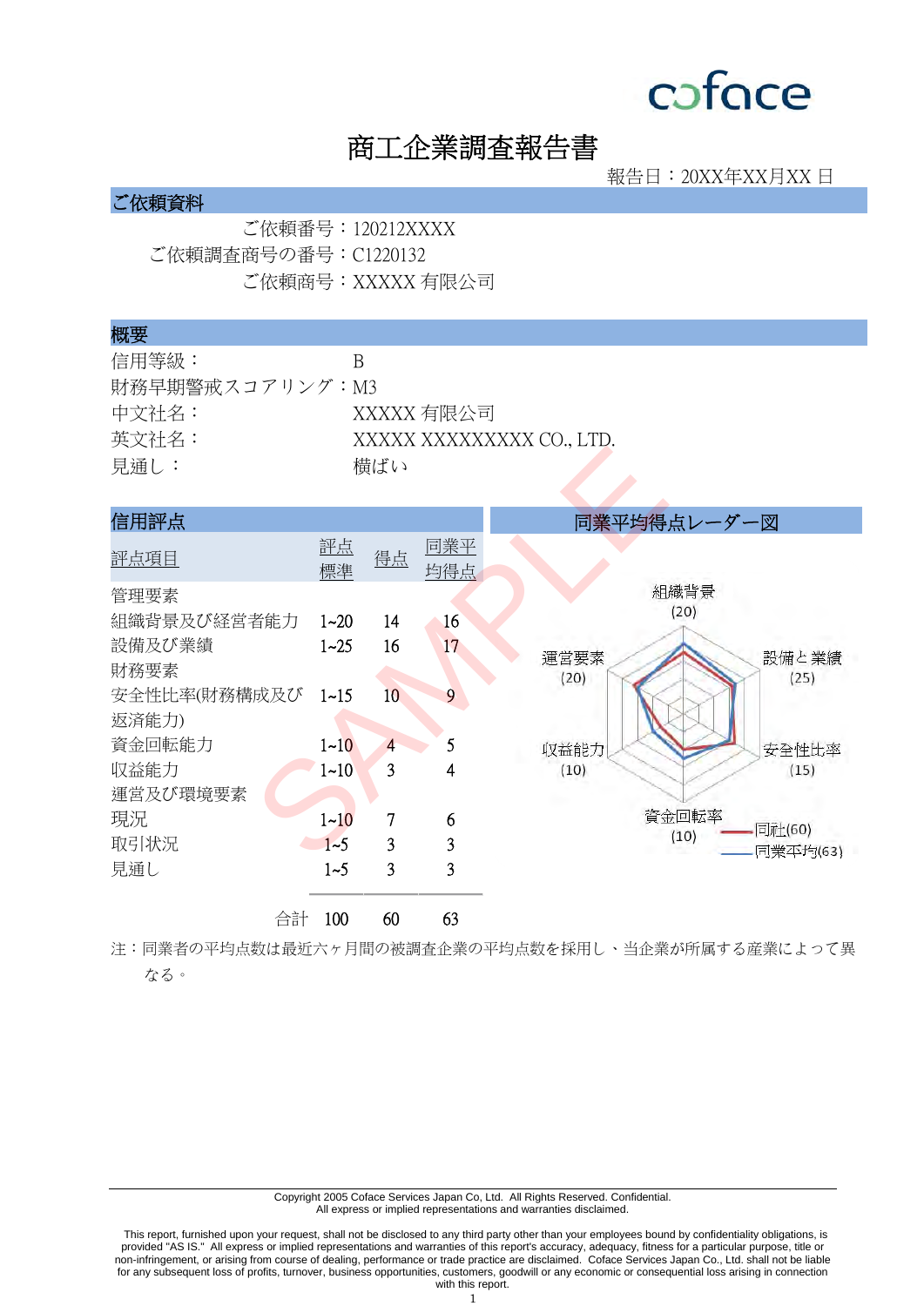coface

# 商工企業調査報告書

報告日：20XX年XX月XX 日

## ご依頼資料

ご依頼番号：120212XXXX
ご依頼調査商号の番号：C1220132
ご依頼商号：XXXXX 有限公司

## 概要

信用等級：　B
財務早期警戒スコアリング：M3
中文社名：　XXXXX 有限公司
英文社名：　XXXXX XXXXXXXXX CO., LTD.
見通し：　横ばい

## 信用評点

| 評点項目 | 評点標準 | 得点 | 同業平均得点 |
|---|---|---|---|
| 管理要素 | | | |
| 組織背景及び経営者能力 | 1~20 | 14 | 16 |
| 設備及び業績 | 1~25 | 16 | 17 |
| 財務要素 | | | |
| 安全性比率(財務構成及び返済能力) | 1~15 | 10 | 9 |
| 資金回転能力 | 1~10 | 4 | 5 |
| 収益能力 | 1~10 | 3 | 4 |
| 運営及び環境要素 | | | |
| 現況 | 1~10 | 7 | 6 |
| 取引状況 | 1~5 | 3 | 3 |
| 見通し | 1~5 | 3 | 3 |
| 合計 | 100 | 60 | 63 |

## 同業平均得点レーダー図

組織背景(20)　設備と業績(25)　安全性比率(15)　資金回転率(10)　収益能力(10)　運営要素(20)

同社(60)
同業平均(63)

注：同業者の平均点数は最近六ヶ月間の被調査企業の平均点数を採用し、当企業が所属する産業によって異なる。

Copyright 2005 Coface Services Japan Co, Ltd. All Rights Reserved. Confidential.
All express or implied representations and warranties disclaimed.

This report, furnished upon your request, shall not be disclosed to any third party other than your employees bound by confidentiality obligations, is provided "AS IS." All express or implied representations and warranties of this report's accuracy, adequacy, fitness for a particular purpose, title or non-infringement, or arising from course of dealing, performance or trade practice are disclaimed. Coface Services Japan Co., Ltd. shall not be liable for any subsequent loss of profits, turnover, business opportunities, customers, goodwill or any economic or consequential loss arising in connection with this report.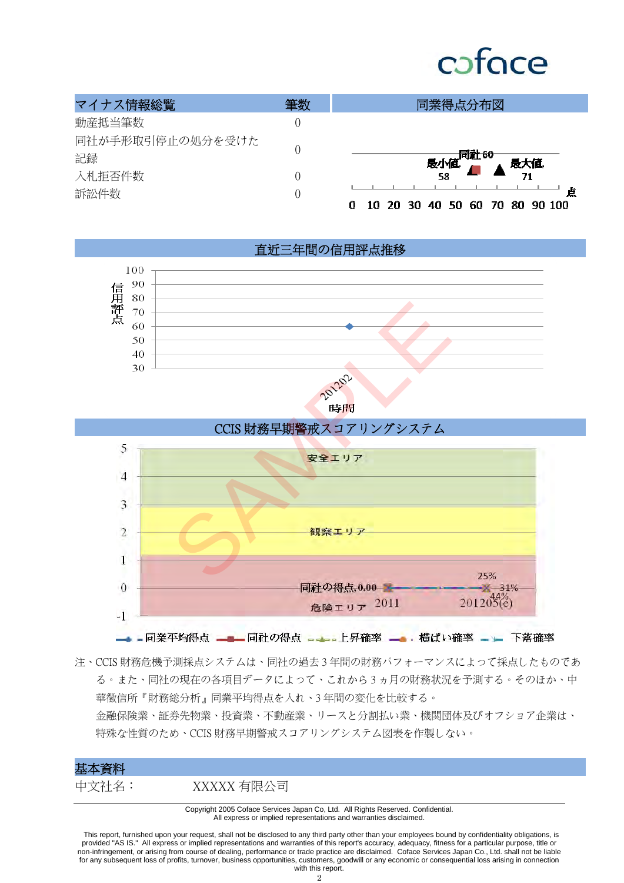| マイナス情報総覧 | 筆数 |
|---|---|
| 動産抵当筆数 | 0 |
| 同社が手形取引停止の処分を受けた記録 | 0 |
| 入札拒否件数 | 0 |
| 訴訟件数 | 0 |

## 同業得点分布図

同社 60
最小値 58
最大値 71

0 10 20 30 40 50 60 70 80 90 100 点

## 直近三年間の信用評点推移

信用評点: 100, 90, 80, 70, 60, 50, 40, 30

201202

時間

## CCIS 財務早期警戒スコアリングシステム

安全エリア

観察エリア

危険エリア

同社の得点, 0.00

2011　201205(e)

25%　31%　44%

同業平均得点　同社の得点　上昇確率　横ばい確率　下落確率

注、CCIS 財務危機予測採点システムは、同社の過去 3 年間の財務パフォーマンスによって採点したものである。また、同社の現在の各項目データによって、これから 3 ヵ月の財務状況を予測する。そのほか、中華徵信所『財務総分析』同業平均得点を入れ、3 年間の変化を比較する。

金融保険業、証券先物業、投資業、不動産業、リースと分割払い業、機関団体及びオフショア企業は、特殊な性質のため、CCIS 財務早期警戒スコアリングシステム図表を作製しない。

## 基本資料

中文社名：　XXXXX 有限公司

Copyright 2005 Coface Services Japan Co, Ltd. All Rights Reserved. Confidential.
All express or implied representations and warranties disclaimed.

This report, furnished upon your request, shall not be disclosed to any third party other than your employees bound by confidentiality obligations, is provided "AS IS." All express or implied representations and warranties of this report's accuracy, adequacy, fitness for a particular purpose, title or non-infringement, or arising from course of dealing, performance or trade practice are disclaimed. Coface Services Japan Co., Ltd. shall not be liable for any subsequent loss of profits, turnover, business opportunities, customers, goodwill or any economic or consequential loss arising in connection with this report.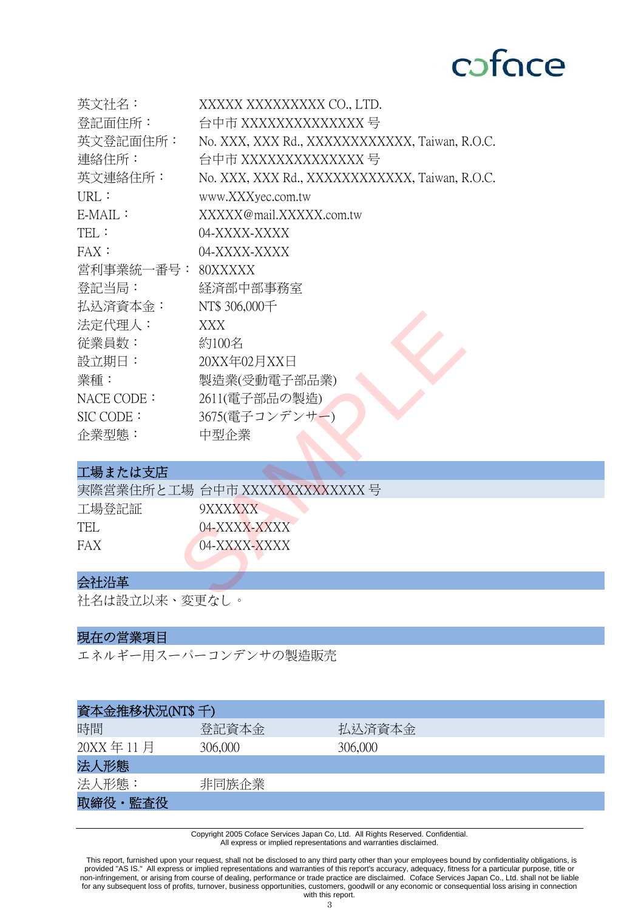| | |
|---|---|
| 英文社名： | XXXXX XXXXXXXXX CO., LTD. |
| 登記面住所： | 台中市 XXXXXXXXXXXXXX 号 |
| 英文登記面住所： | No. XXX, XXX Rd., XXXXXXXXXXXX, Taiwan, R.O.C. |
| 連絡住所： | 台中市 XXXXXXXXXXXXXX 号 |
| 英文連絡住所： | No. XXX, XXX Rd., XXXXXXXXXXXX, Taiwan, R.O.C. |
| URL： | www.XXXyec.com.tw |
| E-MAIL： | XXXXX@mail.XXXXX.com.tw |
| TEL： | 04-XXXX-XXXX |
| FAX： | 04-XXXX-XXXX |
| 営利事業統一番号： | 80XXXXX |
| 登記当局： | 経済部中部事務室 |
| 払込済資本金： | NT$ 306,000千 |
| 法定代理人： | XXX |
| 従業員数： | 約100名 |
| 設立期日： | 20XX年02月XX日 |
| 業種： | 製造業(受動電子部品業) |
| NACE CODE： | 2611(電子部品の製造) |
| SIC CODE： | 3675(電子コンデンサー) |
| 企業型態： | 中型企業 |

## 工場または支店

| | |
|---|---|
| 実際営業住所と工場 | 台中市 XXXXXXXXXXXXXX 号 |
| 工場登記証 | 9XXXXXX |
| TEL | 04-XXXX-XXXX |
| FAX | 04-XXXX-XXXX |

## 会社沿革

社名は設立以来、変更なし。

## 現在の営業項目

エネルギー用スーパーコンデンサの製造販売

## 資本金推移状況(NT$ 千)

| 時間 | 登記資本金 | 払込済資本金 |
|---|---|---|
| 20XX 年 11 月 | 306,000 | 306,000 |

## 法人形態

| | |
|---|---|
| 法人形態： | 非同族企業 |

## 取締役・監査役

Copyright 2005 Coface Services Japan Co, Ltd. All Rights Reserved. Confidential.
All express or implied representations and warranties disclaimed.

This report, furnished upon your request, shall not be disclosed to any third party other than your employees bound by confidentiality obligations, is provided "AS IS." All express or implied representations and warranties of this report's accuracy, adequacy, fitness for a particular purpose, title or non-infringement, or arising from course of dealing, performance or trade practice are disclaimed. Coface Services Japan Co., Ltd. shall not be liable for any subsequent loss of profits, turnover, business opportunities, customers, goodwill or any economic or consequential loss arising in connection with this report.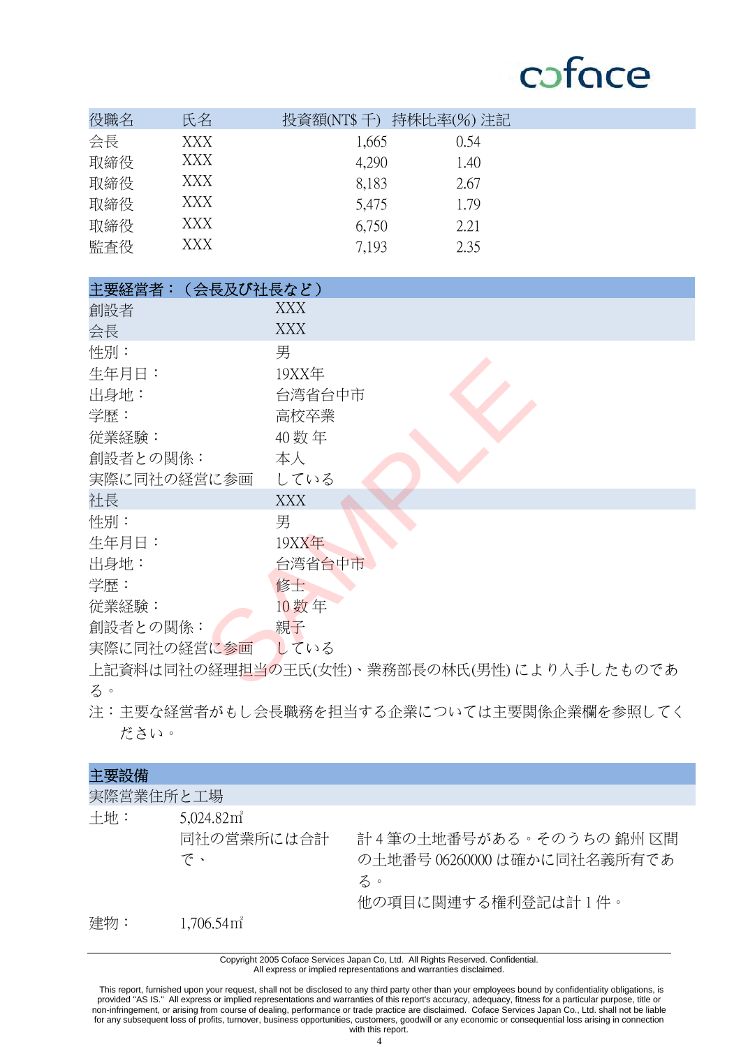| 役職名 | 氏名 | 投資額(NT$ 千) | 持株比率(%) | 注記 |
|---|---|---|---|---|
| 会長 | XXX | 1,665 | 0.54 | |
| 取締役 | XXX | 4,290 | 1.40 | |
| 取締役 | XXX | 8,183 | 2.67 | |
| 取締役 | XXX | 5,475 | 1.79 | |
| 取締役 | XXX | 6,750 | 2.21 | |
| 監査役 | XXX | 7,193 | 2.35 | |

## 主要経営者：（会長及び社長など）

| | |
|---|---|
| 創設者 | XXX |
| 会長 | XXX |
| 性別： | 男 |
| 生年月日： | 19XX年 |
| 出身地： | 台湾省台中市 |
| 学歴： | 高校卒業 |
| 従業経験： | 40 数 年 |
| 創設者との関係： | 本人 |
| 実際に同社の経営に参画 | している |
| 社長 | XXX |
| 性別： | 男 |
| 生年月日： | 19XX年 |
| 出身地： | 台湾省台中市 |
| 学歴： | 修士 |
| 従業経験： | 10 数 年 |
| 創設者との関係： | 親子 |
| 実際に同社の経営に参画 | している |

上記資料は同社の経理担当の王氏(女性)、業務部長の林氏(男性) により入手したものである。

注：主要な経営者がもし会長職務を担当する企業については主要関係企業欄を参照してください。

## 主要設備

実際営業住所と工場

| | | |
|---|---|---|
| 土地： | 5,024.82㎡ | |
| | 同社の営業所には合計で、 | 計 4 筆の土地番号がある。そのうちの 錦州 区間の土地番号 06260000 は確かに同社名義所有である。<br>他の項目に関連する権利登記は計 1 件。 |
| 建物： | 1,706.54㎡ | |

Copyright 2005 Coface Services Japan Co, Ltd. All Rights Reserved. Confidential.
All express or implied representations and warranties disclaimed.

This report, furnished upon your request, shall not be disclosed to any third party other than your employees bound by confidentiality obligations, is provided "AS IS." All express or implied representations and warranties of this report's accuracy, adequacy, fitness for a particular purpose, title or non-infringement, or arising from course of dealing, performance or trade practice are disclaimed. Coface Services Japan Co., Ltd. shall not be liable for any subsequent loss of profits, turnover, business opportunities, customers, goodwill or any economic or consequential loss arising in connection with this report.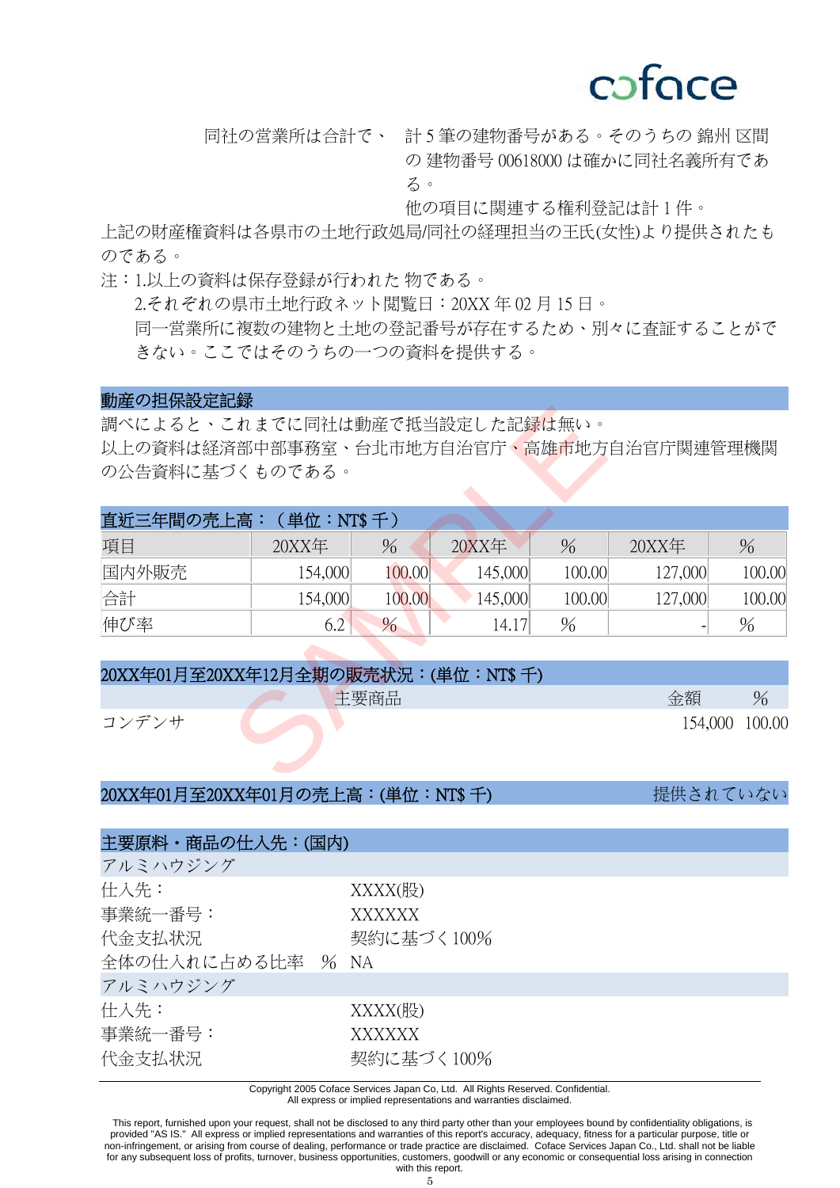同社の営業所は合計で、 計 5 筆の建物番号がある。そのうちの 錦州 区間の 建物番号 00618000 は確かに同社名義所有である。

他の項目に関連する権利登記は計 1 件。

上記の財産権資料は各県市の土地行政処局/同社の経理担当の王氏(女性)より提供されたものである。

注：1.以上の資料は保存登録が行われた 物である。

2.それぞれの県市土地行政ネット閲覧日：20XX 年 02 月 15 日。

同一営業所に複数の建物と土地の登記番号が存在するため、別々に査証することができない。ここではそのうちの一つの資料を提供する。

## 動産の担保設定記録

調べによると、これまでに同社は動産で抵当設定した記録は無い。

以上の資料は経済部中部事務室、台北市地方自治官庁、高雄市地方自治官庁関連管理機関の公告資料に基づくものである。

## 直近三年間の売上高：（単位：NT$ 千）

| 項目 | 20XX年 | % | 20XX年 | % | 20XX年 | % |
|---|---|---|---|---|---|---|
| 国内外販売 | 154,000 | 100.00 | 145,000 | 100.00 | 127,000 | 100.00 |
| 合計 | 154,000 | 100.00 | 145,000 | 100.00 | 127,000 | 100.00 |
| 伸び率 | 6.2 | % | 14.17 | % | - | % |

## 20XX年01月至20XX年12月全期の販売状況：(単位：NT$ 千)

| 主要商品 | 金額 | % |
|---|---|---|
| コンデンサ | 154,000 | 100.00 |

## 20XX年01月至20XX年01月の売上高：(単位：NT$ 千)

提供されていない

## 主要原料・商品の仕入先：(国内)

**アルミハウジング**

仕入先： XXXX(股)

事業統一番号： XXXXXX

代金支払状況 契約に基づく 100%

全体の仕入れに占める比率 % NA

**アルミハウジング**

仕入先： XXXX(股)

事業統一番号： XXXXXX

代金支払状況 契約に基づく 100%

Copyright 2005 Coface Services Japan Co, Ltd. All Rights Reserved. Confidential.
All express or implied representations and warranties disclaimed.

This report, furnished upon your request, shall not be disclosed to any third party other than your employees bound by confidentiality obligations, is provided "AS IS." All express or implied representations and warranties of this report's accuracy, adequacy, fitness for a particular purpose, title or non-infringement, or arising from course of dealing, performance or trade practice are disclaimed. Coface Services Japan Co., Ltd. shall not be liable for any subsequent loss of profits, turnover, business opportunities, customers, goodwill or any economic or consequential loss arising in connection with this report.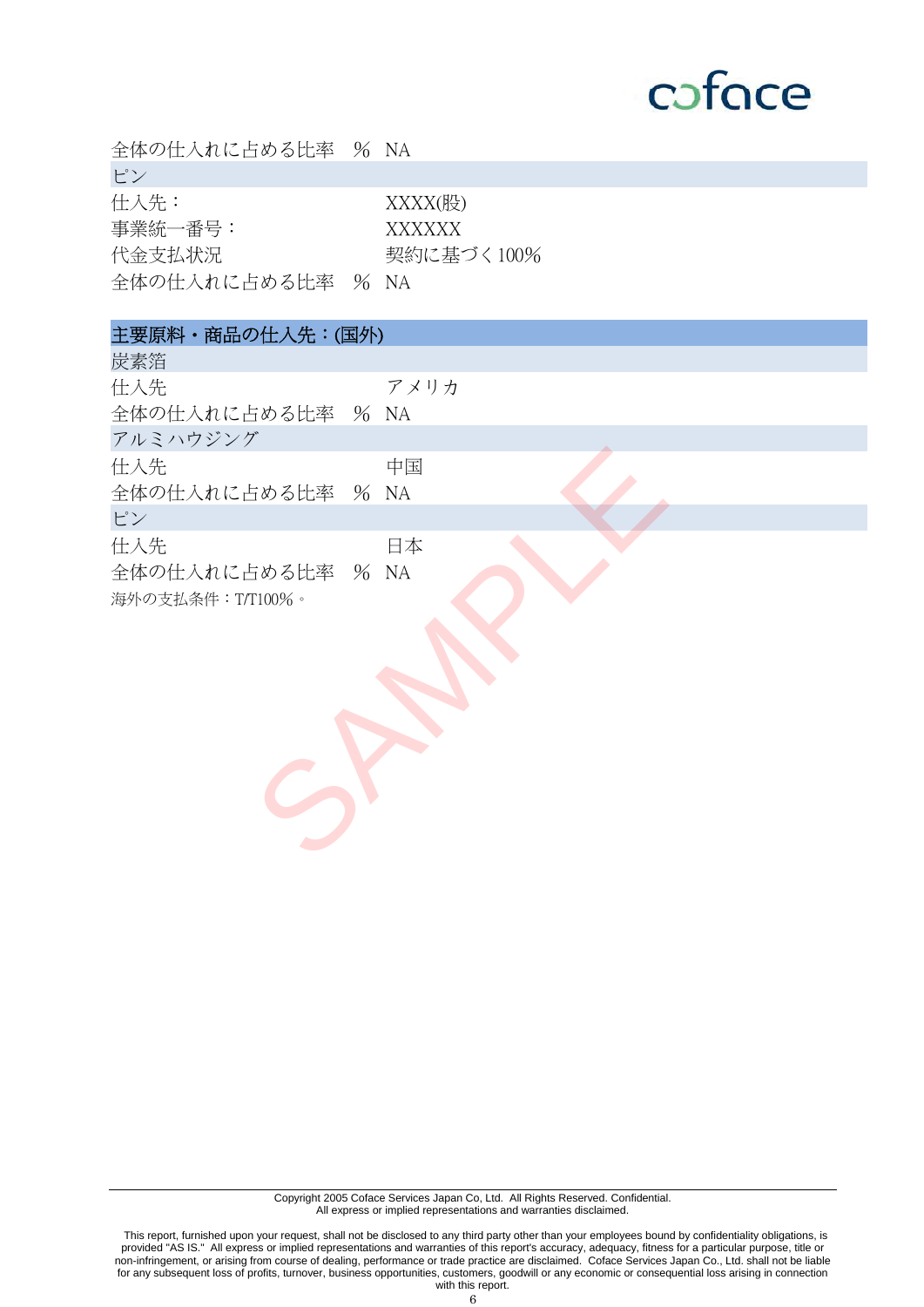全体の仕入れに占める比率　%　NA

**ピン**

| | |
|---|---|
| 仕入先： | XXXX(股) |
| 事業統一番号： | XXXXXX |
| 代金支払状況 | 契約に基づく100% |
| 全体の仕入れに占める比率　% | NA |

## 主要原料・商品の仕入先：(国外)

**炭素箔**

| | |
|---|---|
| 仕入先 | アメリカ |
| 全体の仕入れに占める比率　% | NA |

**アルミハウジング**

| | |
|---|---|
| 仕入先 | 中国 |
| 全体の仕入れに占める比率　% | NA |

**ピン**

| | |
|---|---|
| 仕入先 | 日本 |
| 全体の仕入れに占める比率　% | NA |

海外の支払条件：T/T100%。

Copyright 2005 Coface Services Japan Co, Ltd. All Rights Reserved. Confidential.
All express or implied representations and warranties disclaimed.

This report, furnished upon your request, shall not be disclosed to any third party other than your employees bound by confidentiality obligations, is provided "AS IS." All express or implied representations and warranties of this report's accuracy, adequacy, fitness for a particular purpose, title or non-infringement, or arising from course of dealing, performance or trade practice are disclaimed. Coface Services Japan Co., Ltd. shall not be liable for any subsequent loss of profits, turnover, business opportunities, customers, goodwill or any economic or consequential loss arising in connection with this report.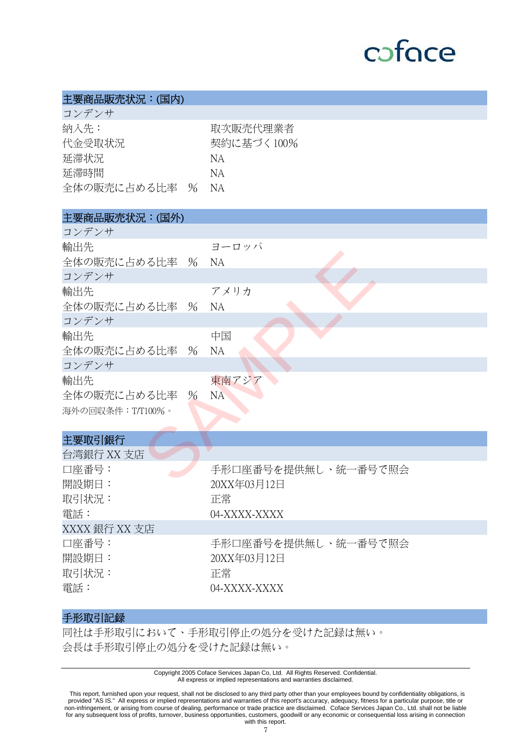## 主要商品販売状況：(国内)

| コンデンサ | |
|---|---|
| 納入先： | 取次販売代理業者 |
| 代金受取状況 | 契約に基づく100% |
| 延滞状況 | NA |
| 延滞時間 | NA |
| 全体の販売に占める比率　% | NA |

## 主要商品販売状況：(国外)

| コンデンサ | |
|---|---|
| 輸出先 | ヨーロッパ |
| 全体の販売に占める比率　% | NA |
| **コンデンサ** | |
| 輸出先 | アメリカ |
| 全体の販売に占める比率　% | NA |
| **コンデンサ** | |
| 輸出先 | 中国 |
| 全体の販売に占める比率　% | NA |
| **コンデンサ** | |
| 輸出先 | 東南アジア |
| 全体の販売に占める比率　% | NA |

海外の回収条件：T/T100%。

## 主要取引銀行

| 台湾銀行 XX 支店 | |
|---|---|
| 口座番号： | 手形口座番号を提供無し、統一番号で照会 |
| 開設期日： | 20XX年03月12日 |
| 取引状況： | 正常 |
| 電話： | 04-XXXX-XXXX |
| **XXXX 銀行 XX 支店** | |
| 口座番号： | 手形口座番号を提供無し、統一番号で照会 |
| 開設期日： | 20XX年03月12日 |
| 取引状況： | 正常 |
| 電話： | 04-XXXX-XXXX |

## 手形取引記録

同社は手形取引において、手形取引停止の処分を受けた記録は無い。
会長は手形取引停止の処分を受けた記録は無い。

Copyright 2005 Coface Services Japan Co, Ltd. All Rights Reserved. Confidential.
All express or implied representations and warranties disclaimed.

This report, furnished upon your request, shall not be disclosed to any third party other than your employees bound by confidentiality obligations, is provided "AS IS." All express or implied representations and warranties of this report's accuracy, adequacy, fitness for a particular purpose, title or non-infringement, or arising from course of dealing, performance or trade practice are disclaimed. Coface Services Japan Co., Ltd. shall not be liable for any subsequent loss of profits, turnover, business opportunities, customers, goodwill or any economic or consequential loss arising in connection with this report.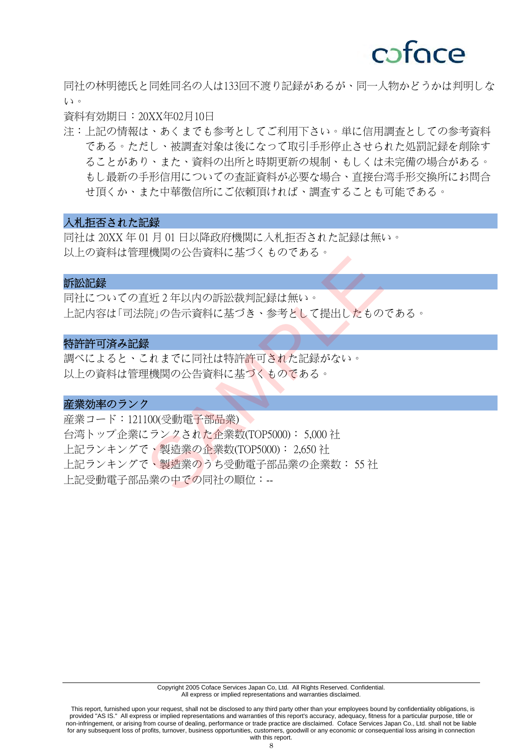同社の林明徳氏と同姓同名の人は133回不渡り記録があるが、同一人物かどうかは判明しない。

資料有効期日：20XX年02月10日

注：上記の情報は、あくまでも参考としてご利用下さい。単に信用調査としての参考資料である。ただし、被調査対象は後になって取引手形停止させられた処罰記録を削除することがあり、また、資料の出所と時期更新の規制、もしくは未完備の場合がある。もし最新の手形信用についての査証資料が必要な場合、直接台湾手形交換所にお問合せ頂くか、また中華徵信所にご依頼頂ければ、調査することも可能である。

## 入札拒否された記録

同社は 20XX 年 01 月 01 日以降政府機関に入札拒否された記録は無い。
以上の資料は管理機関の公告資料に基づくものである。

## 訴訟記録

同社についての直近 2 年以内の訴訟裁判記録は無い。
上記内容は「司法院」の告示資料に基づき、参考として提出したものである。

## 特許許可済み記録

調べによると、これまでに同社は特許許可された記録がない。
以上の資料は管理機関の公告資料に基づくものである。

## 産業効率のランク

産業コード：121100(受動電子部品業)
台湾トップ企業にランクされた企業数(TOP5000)： 5,000 社
上記ランキングで、製造業の企業数(TOP5000)： 2,650 社
上記ランキングで、製造業のうち受動電子部品業の企業数： 55 社
上記受動電子部品業の中での同社の順位：--

Copyright 2005 Coface Services Japan Co, Ltd. All Rights Reserved. Confidential.
All express or implied representations and warranties disclaimed.

This report, furnished upon your request, shall not be disclosed to any third party other than your employees bound by confidentiality obligations, is provided "AS IS." All express or implied representations and warranties of this report's accuracy, adequacy, fitness for a particular purpose, title or non-infringement, or arising from course of dealing, performance or trade practice are disclaimed. Coface Services Japan Co., Ltd. shall not be liable for any subsequent loss of profits, turnover, business opportunities, customers, goodwill or any economic or consequential loss arising in connection with this report.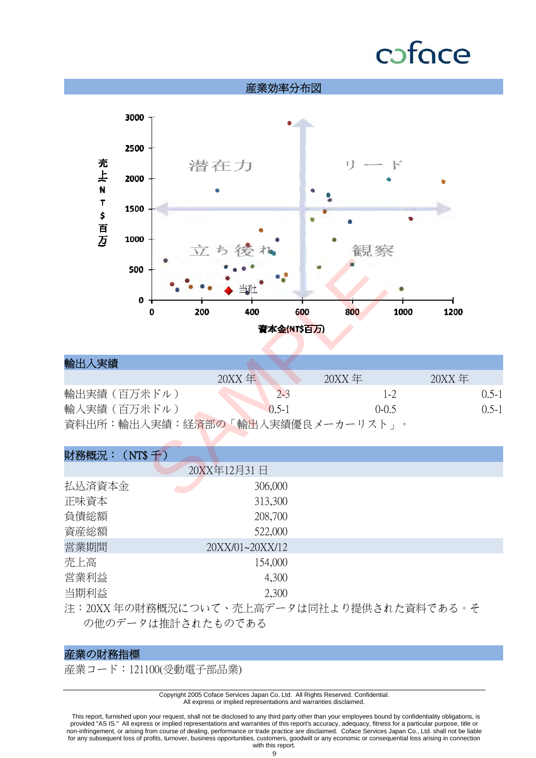## 産業効率分布図

売上NT$百万

潜在力　リード　立ち後れ　観察　当社

資本金(NT$百万)

## 輸出入実績

| | 20XX 年 | 20XX 年 | 20XX 年 |
|---|---|---|---|
| 輸出実績（百万米ドル） | 2-3 | 1-2 | 0.5-1 |
| 輸入実績（百万米ドル） | 0.5-1 | 0-0.5 | 0.5-1 |

資料出所：輸出入実績：経済部の「輸出入実績優良メーカーリスト」。

## 財務概況：（NT$ 千）

| | 20XX年12月31 日 |
|---|---|
| 払込済資本金 | 306,000 |
| 正味資本 | 313,300 |
| 負債総額 | 208,700 |
| 資産総額 | 522,000 |
| 営業期間 | 20XX/01~20XX/12 |
| 売上高 | 154,000 |
| 営業利益 | 4,300 |
| 当期利益 | 2,300 |

注：20XX 年の財務概況について、売上高データは同社より提供された資料である。その他のデータは推計されたものである

## 産業の財務指標

産業コード：121100(受動電子部品業)

Copyright 2005 Coface Services Japan Co, Ltd. All Rights Reserved. Confidential.
All express or implied representations and warranties disclaimed.

This report, furnished upon your request, shall not be disclosed to any third party other than your employees bound by confidentiality obligations, is provided "AS IS." All express or implied representations and warranties of this report's accuracy, adequacy, fitness for a particular purpose, title or non-infringement, or arising from course of dealing, performance or trade practice are disclaimed. Coface Services Japan Co., Ltd. shall not be liable for any subsequent loss of profits, turnover, business opportunities, customers, goodwill or any economic or consequential loss arising in connection with this report.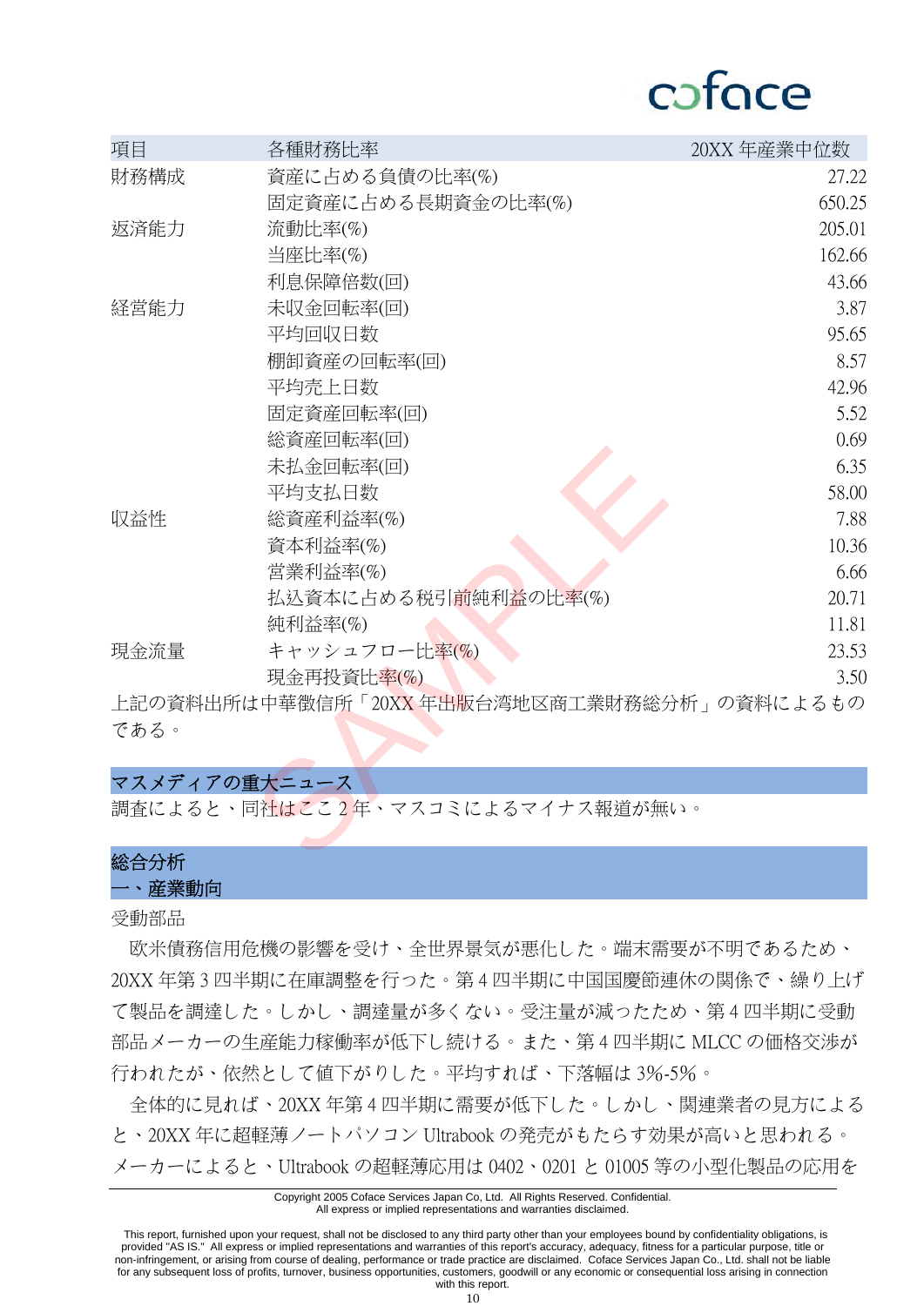| 項目 | 各種財務比率 | 20XX 年産業中位数 |
|---|---|---|
| 財務構成 | 資産に占める負債の比率(%) | 27.22 |
| | 固定資産に占める長期資金の比率(%) | 650.25 |
| 返済能力 | 流動比率(%) | 205.01 |
| | 当座比率(%) | 162.66 |
| | 利息保障倍数(回) | 43.66 |
| 経営能力 | 未収金回転率(回) | 3.87 |
| | 平均回収日数 | 95.65 |
| | 棚卸資産の回転率(回) | 8.57 |
| | 平均売上日数 | 42.96 |
| | 固定資産回転率(回) | 5.52 |
| | 総資産回転率(回) | 0.69 |
| | 未払金回転率(回) | 6.35 |
| | 平均支払日数 | 58.00 |
| 収益性 | 総資産利益率(%) | 7.88 |
| | 資本利益率(%) | 10.36 |
| | 営業利益率(%) | 6.66 |
| | 払込資本に占める税引前純利益の比率(%) | 20.71 |
| | 純利益率(%) | 11.81 |
| 現金流量 | キャッシュフロー比率(%) | 23.53 |
| | 現金再投資比率(%) | 3.50 |

上記の資料出所は中華徴信所「20XX 年出版台湾地区商工業財務総分析」の資料によるものである。

## マスメディアの重大ニュース

調査によると、同社はここ 2 年、マスコミによるマイナス報道が無い。

## 総合分析

### 一、産業動向

受動部品

欧米債務信用危機の影響を受け、全世界景気が悪化した。端末需要が不明であるため、20XX 年第 3 四半期に在庫調整を行った。第 4 四半期に中国国慶節連休の関係で、繰り上げて製品を調達した。しかし、調達量が多くない。受注量が減ったため、第 4 四半期に受動部品メーカーの生産能力稼働率が低下し続ける。また、第 4 四半期に MLCC の価格交渉が行われたが、依然として値下がりした。平均すれば、下落幅は 3%-5%。

全体的に見れば、20XX 年第 4 四半期に需要が低下した。しかし、関連業者の見方によると、20XX 年に超軽薄ノートパソコン Ultrabook の発売がもたらす効果が高いと思われる。メーカーによると、Ultrabook の超軽薄応用は 0402、0201 と 01005 等の小型化製品の応用を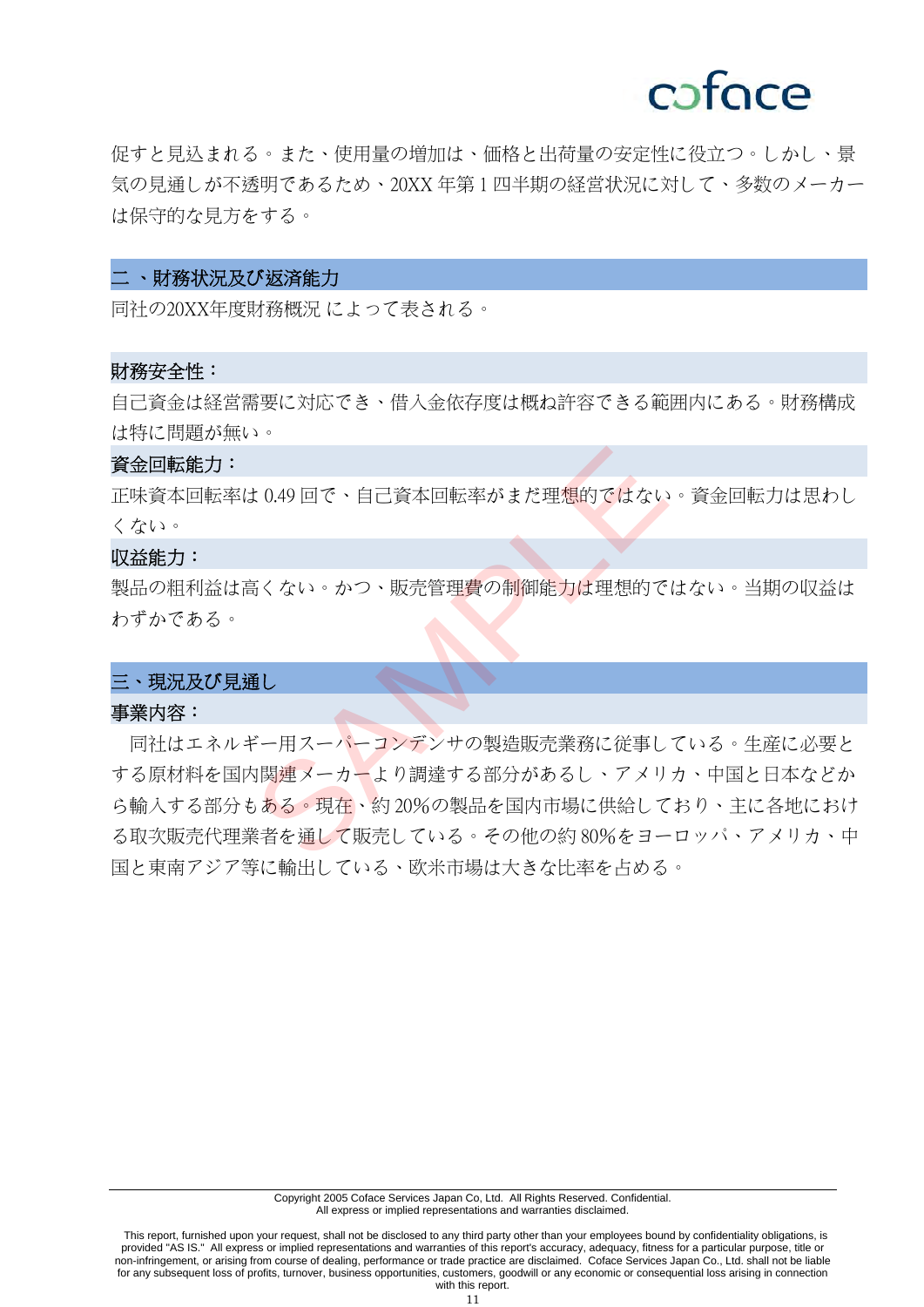促すと見込まれる。また、使用量の増加は、価格と出荷量の安定性に役立つ。しかし、景気の見通しが不透明であるため、20XX 年第 1 四半期の経営状況に対して、多数のメーカーは保守的な見方をする。

## 二 、財務状況及び返済能力

同社の20XX年度財務概況 によって表される。

### 財務安全性：

自己資金は経営需要に対応でき、借入金依存度は概ね許容できる範囲内にある。財務構成は特に問題が無い。

### 資金回転能力：

正味資本回転率は 0.49 回で、自己資本回転率がまだ理想的ではない。資金回転力は思わしくない。

### 収益能力：

製品の粗利益は高くない。かつ、販売管理費の制御能力は理想的ではない。当期の収益はわずかである。

## 三、現況及び見通し

### 事業内容：

同社はエネルギー用スーパーコンデンサの製造販売業務に従事している。生産に必要とする原材料を国内関連メーカーより調達する部分があるし、アメリカ、中国と日本などから輸入する部分もある。現在、約 20%の製品を国内市場に供給しており、主に各地における取次販売代理業者を通して販売している。その他の約 80%をヨーロッパ、アメリカ、中国と東南アジア等に輸出している、欧米市場は大きな比率を占める。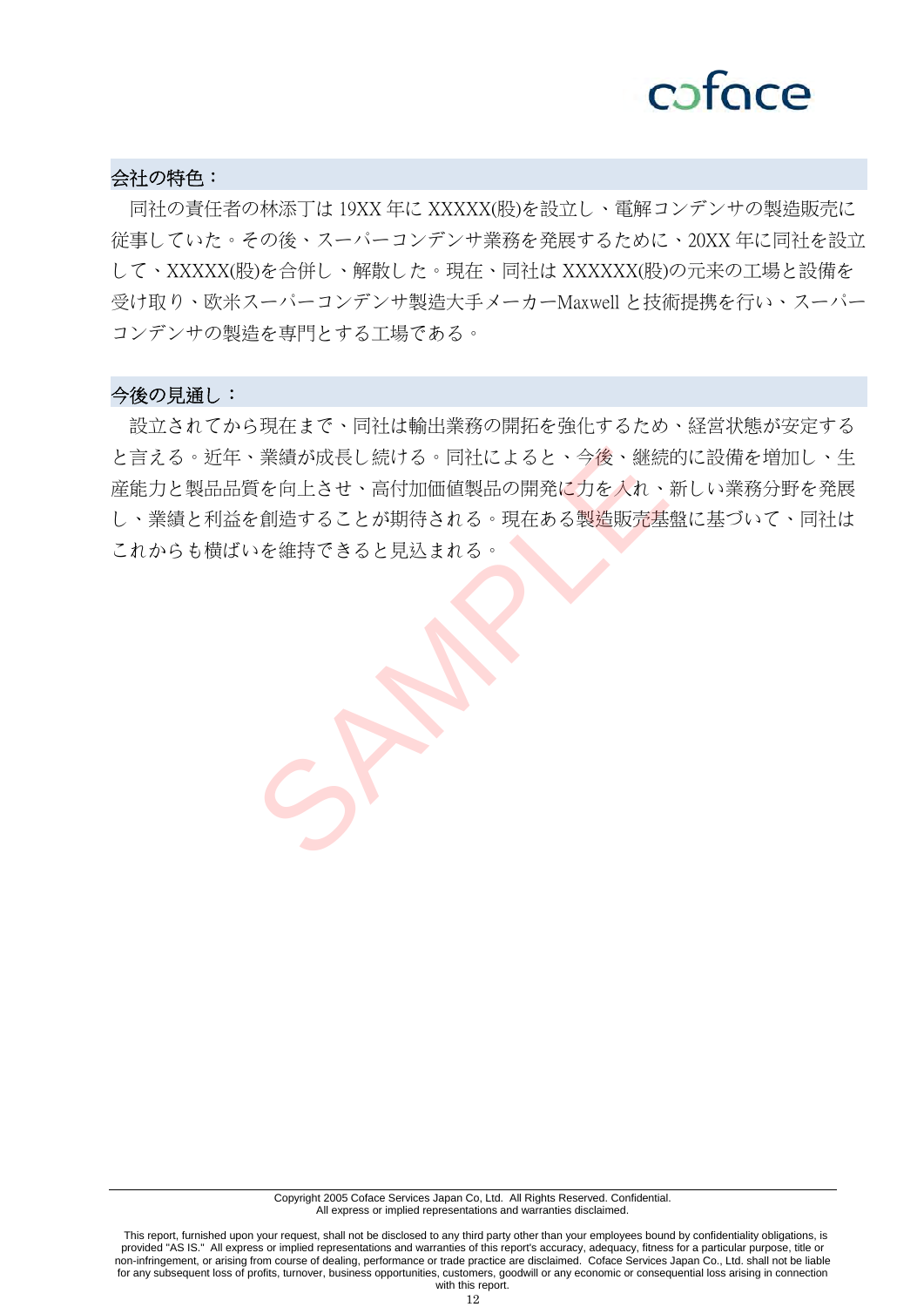## 会社の特色：

同社の責任者の林添丁は 19XX 年に XXXXX(股)を設立し、電解コンデンサの製造販売に従事していた。その後、スーパーコンデンサ業務を発展するために、20XX 年に同社を設立して、XXXXX(股)を合併し、解散した。現在、同社は XXXXXX(股)の元来の工場と設備を受け取り、欧米スーパーコンデンサ製造大手メーカーMaxwell と技術提携を行い、スーパーコンデンサの製造を専門とする工場である。

## 今後の見通し：

設立されてから現在まで、同社は輸出業務の開拓を強化するため、経営状態が安定すると言える。近年、業績が成長し続ける。同社によると、今後、継続的に設備を増加し、生産能力と製品品質を向上させ、高付加価値製品の開発に力を入れ、新しい業務分野を発展し、業績と利益を創造することが期待される。現在ある製造販売基盤に基づいて、同社はこれからも横ばいを維持できると見込まれる。

Copyright 2005 Coface Services Japan Co, Ltd. All Rights Reserved. Confidential.
All express or implied representations and warranties disclaimed.

This report, furnished upon your request, shall not be disclosed to any third party other than your employees bound by confidentiality obligations, is provided "AS IS." All express or implied representations and warranties of this report's accuracy, adequacy, fitness for a particular purpose, title or non-infringement, or arising from course of dealing, performance or trade practice are disclaimed. Coface Services Japan Co., Ltd. shall not be liable for any subsequent loss of profits, turnover, business opportunities, customers, goodwill or any economic or consequential loss arising in connection with this report.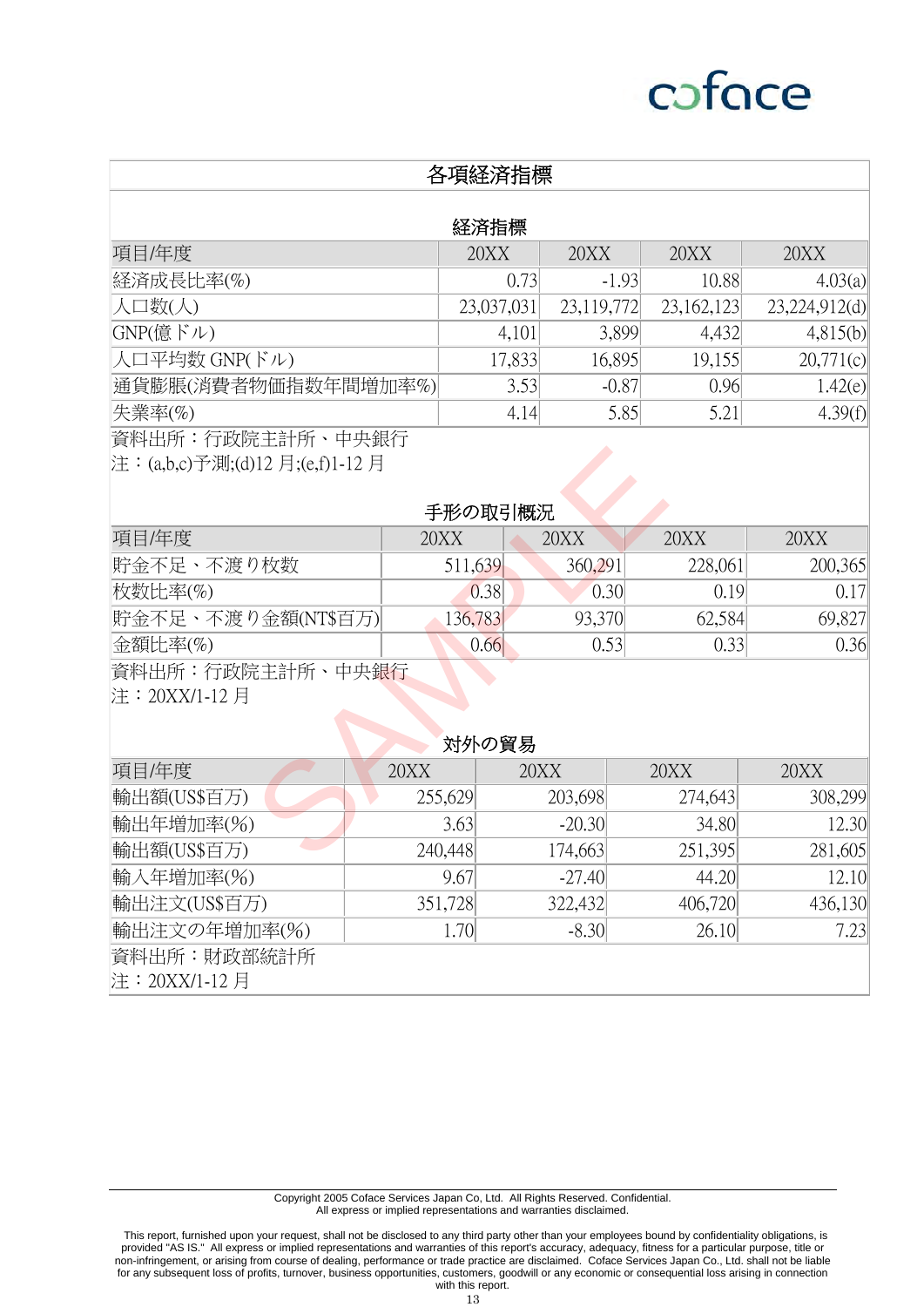## 各項経済指標

### 経済指標

| 項目/年度 | 20XX | 20XX | 20XX | 20XX |
|---|---|---|---|---|
| 経済成長比率(%) | 0.73 | -1.93 | 10.88 | 4.03(a) |
| 人口数(人) | 23,037,031 | 23,119,772 | 23,162,123 | 23,224,912(d) |
| GNP(億ドル) | 4,101 | 3,899 | 4,432 | 4,815(b) |
| 人口平均数 GNP(ドル) | 17,833 | 16,895 | 19,155 | 20,771(c) |
| 通貨膨脹(消費者物価指数年間増加率%) | 3.53 | -0.87 | 0.96 | 1.42(e) |
| 失業率(%) | 4.14 | 5.85 | 5.21 | 4.39(f) |

資料出所：行政院主計所、中央銀行
注：(a,b,c)予測;(d)12 月;(e,f)1-12 月

### 手形の取引概況

| 項目/年度 | 20XX | 20XX | 20XX | 20XX |
|---|---|---|---|---|
| 貯金不足、不渡り枚数 | 511,639 | 360,291 | 228,061 | 200,365 |
| 枚数比率(%) | 0.38 | 0.30 | 0.19 | 0.17 |
| 貯金不足、不渡り金額(NT$百万) | 136,783 | 93,370 | 62,584 | 69,827 |
| 金額比率(%) | 0.66 | 0.53 | 0.33 | 0.36 |

資料出所：行政院主計所、中央銀行
注：20XX/1-12 月

### 対外の貿易

| 項目/年度 | 20XX | 20XX | 20XX | 20XX |
|---|---|---|---|---|
| 輸出額(US$百万) | 255,629 | 203,698 | 274,643 | 308,299 |
| 輸出年増加率(%) | 3.63 | -20.30 | 34.80 | 12.30 |
| 輸出額(US$百万) | 240,448 | 174,663 | 251,395 | 281,605 |
| 輸入年増加率(%) | 9.67 | -27.40 | 44.20 | 12.10 |
| 輸出注文(US$百万) | 351,728 | 322,432 | 406,720 | 436,130 |
| 輸出注文の年増加率(%) | 1.70 | -8.30 | 26.10 | 7.23 |

資料出所：財政部統計所
注：20XX/1-12 月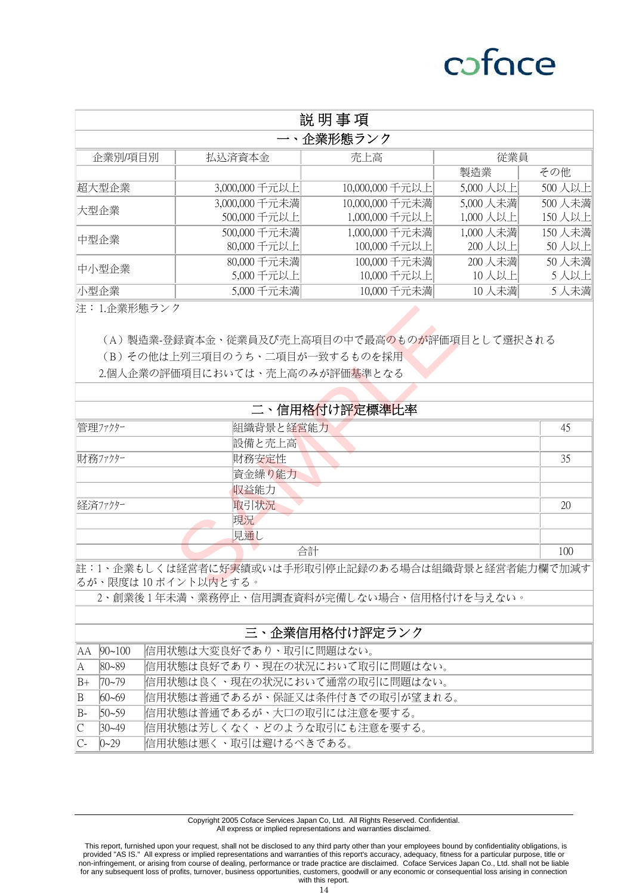# 説 明 事 項

## 一、企業形態ランク

| 企業別/項目別 | 払込済資本金 | 売上高 | 従業員 | |
|---|---|---|---|---|
| | | | 製造業 | その他 |
| 超大型企業 | 3,000,000 千元以上 | 10,000,000 千元以上 | 5,000 人以上 | 500 人以上 |
| 大型企業 | 3,000,000 千元未満<br>500,000 千元以上 | 10,000,000 千元未満<br>1,000,000 千元以上 | 5,000 人未満<br>1,000 人以上 | 500 人未満<br>150 人以上 |
| 中型企業 | 500,000 千元未満<br>80,000 千元以上 | 1,000,000 千元未満<br>100,000 千元以上 | 1,000 人未満<br>200 人以上 | 150 人未満<br>50 人以上 |
| 中小型企業 | 80,000 千元未満<br>5,000 千元以上 | 100,000 千元未満<br>10,000 千元以上 | 200 人未満<br>10 人以上 | 50 人未満<br>5 人以上 |
| 小型企業 | 5,000 千元未満 | 10,000 千元未満 | 10 人未満 | 5 人未満 |

注：1.企業形態ランク

（A）製造業-登録資本金、従業員及び売上高項目の中で最高のものが評価項目として選択される
（B）その他は上列三項目のうち、二項目が一致するものを採用
2.個人企業の評価項目においては、売上高のみが評価基準となる

## 二、信用格付け評定標準比率

| | | |
|---|---|---|
| 管理ファクター | 組織背景と経営能力 | 45 |
| | 設備と売上高 | |
| 財務ファクター | 財務安定性 | 35 |
| | 資金繰り能力 | |
| | 収益能力 | |
| 経済ファクター | 取引状況 | 20 |
| | 現況 | |
| | 見通し | |
| | 合計 | 100 |

註：1、企業もしくは経営者に好実績或いは手形取引停止記録のある場合は組織背景と経営者能力欄で加減するが、限度は 10 ポイント以内とする。
2、創業後 1 年未満、業務停止、信用調査資料が完備しない場合、信用格付けを与えない。

## 三、企業信用格付け評定ランク

| | | |
|---|---|---|
| AA | 90~100 | 信用状態は大変良好であり、取引に問題はない。 |
| A | 80~89 | 信用状態は良好であり、現在の状況において取引に問題はない。 |
| B+ | 70~79 | 信用状態は良く、現在の状況において通常の取引に問題はない。 |
| B | 60~69 | 信用状態は普通であるが、保証又は条件付きでの取引が望まれる。 |
| B- | 50~59 | 信用状態は普通であるが、大口の取引には注意を要する。 |
| C | 30~49 | 信用状態は芳しくなく、どのような取引にも注意を要する。 |
| C- | 0~29 | 信用状態は悪く、取引は避けるべきである。 |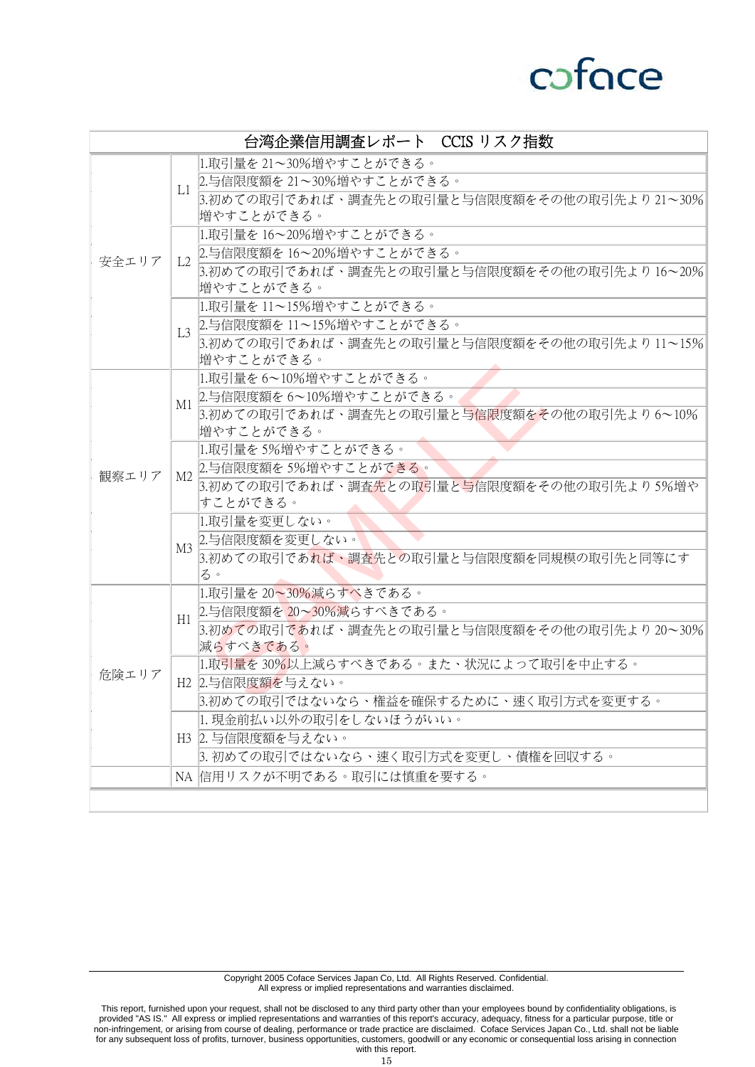# 台湾企業信用調査レポート　CCIS リスク指数

| | | |
|---|---|---|
| 安全エリア | L1 | 1.取引量を 21～30%増やすことができる。 |
| | | 2.与信限度額を 21～30%増やすことができる。 |
| | | 3.初めての取引であれば、調査先との取引量と与信限度額をその他の取引先より 21～30%増やすことができる。 |
| | L2 | 1.取引量を 16～20%増やすことができる。 |
| | | 2.与信限度額を 16～20%増やすことができる。 |
| | | 3.初めての取引であれば、調査先との取引量と与信限度額をその他の取引先より 16～20%増やすことができる。 |
| | L3 | 1.取引量を 11～15%増やすことができる。 |
| | | 2.与信限度額を 11～15%増やすことができる。 |
| | | 3.初めての取引であれば、調査先との取引量と与信限度額をその他の取引先より 11～15%増やすことができる。 |
| 観察エリア | M1 | 1.取引量を 6～10%増やすことができる。 |
| | | 2.与信限度額を 6～10%増やすことができる。 |
| | | 3.初めての取引であれば、調査先との取引量と与信限度額をその他の取引先より 6～10%増やすことができる。 |
| | M2 | 1.取引量を 5%増やすことができる。 |
| | | 2.与信限度額を 5%増やすことができる。 |
| | | 3.初めての取引であれば、調査先との取引量と与信限度額をその他の取引先より 5%増やすことができる。 |
| | M3 | 1.取引量を変更しない。 |
| | | 2.与信限度額を変更しない。 |
| | | 3.初めての取引であれば、調査先との取引量と与信限度額を同規模の取引先と同等にする。 |
| 危険エリア | H1 | 1.取引量を 20～30%減らすべきである。 |
| | | 2.与信限度額を 20～30%減らすべきである。 |
| | | 3.初めての取引であれば、調査先との取引量と与信限度額をその他の取引先より 20～30%減らすべきである。 |
| | H2 | 1.取引量を 30%以上減らすべきである。また、状況によって取引を中止する。 |
| | | 2.与信限度額を与えない。 |
| | | 3.初めての取引ではないなら、権益を確保するために、速く取引方式を変更する。 |
| | H3 | 1. 現金前払い以外の取引をしないほうがいい。 |
| | | 2. 与信限度額を与えない。 |
| | | 3. 初めての取引ではないなら、速く取引方式を変更し、債権を回収する。 |
| | NA | 信用リスクが不明である。取引には慎重を要する。 |

Copyright 2005 Coface Services Japan Co, Ltd. All Rights Reserved. Confidential.
All express or implied representations and warranties disclaimed.

This report, furnished upon your request, shall not be disclosed to any third party other than your employees bound by confidentiality obligations, is provided "AS IS." All express or implied representations and warranties of this report's accuracy, adequacy, fitness for a particular purpose, title or non-infringement, or arising from course of dealing, performance or trade practice are disclaimed. Coface Services Japan Co., Ltd. shall not be liable for any subsequent loss of profits, turnover, business opportunities, customers, goodwill or any economic or consequential loss arising in connection with this report.